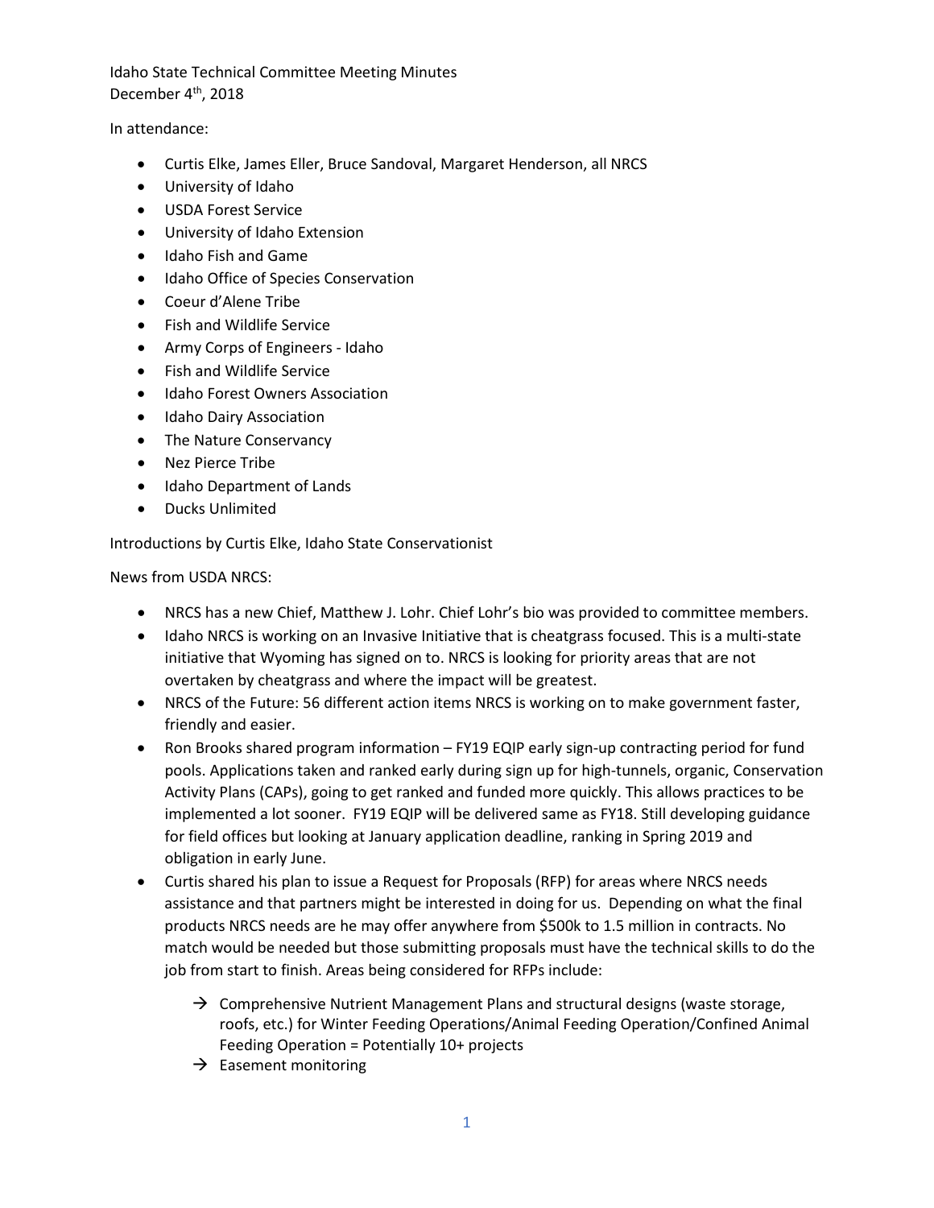Idaho State Technical Committee Meeting Minutes
December 4th, 2018

In attendance:

- Curtis Elke, James Eller, Bruce Sandoval, Margaret Henderson, all NRCS
- University of Idaho
- USDA Forest Service
- University of Idaho Extension
- Idaho Fish and Game
- Idaho Office of Species Conservation
- Coeur d'Alene Tribe
- Fish and Wildlife Service
- Army Corps of Engineers - Idaho
- Fish and Wildlife Service
- Idaho Forest Owners Association
- Idaho Dairy Association
- The Nature Conservancy
- Nez Pierce Tribe
- Idaho Department of Lands
- Ducks Unlimited

Introductions by Curtis Elke, Idaho State Conservationist

News from USDA NRCS:

- NRCS has a new Chief, Matthew J. Lohr. Chief Lohr's bio was provided to committee members.
- Idaho NRCS is working on an Invasive Initiative that is cheatgrass focused. This is a multi-state initiative that Wyoming has signed on to. NRCS is looking for priority areas that are not overtaken by cheatgrass and where the impact will be greatest.
- NRCS of the Future: 56 different action items NRCS is working on to make government faster, friendly and easier.
- Ron Brooks shared program information – FY19 EQIP early sign-up contracting period for fund pools. Applications taken and ranked early during sign up for high-tunnels, organic, Conservation Activity Plans (CAPs), going to get ranked and funded more quickly. This allows practices to be implemented a lot sooner. FY19 EQIP will be delivered same as FY18. Still developing guidance for field offices but looking at January application deadline, ranking in Spring 2019 and obligation in early June.
- Curtis shared his plan to issue a Request for Proposals (RFP) for areas where NRCS needs assistance and that partners might be interested in doing for us. Depending on what the final products NRCS needs are he may offer anywhere from $500k to 1.5 million in contracts. No match would be needed but those submitting proposals must have the technical skills to do the job from start to finish. Areas being considered for RFPs include:
    - → Comprehensive Nutrient Management Plans and structural designs (waste storage, roofs, etc.) for Winter Feeding Operations/Animal Feeding Operation/Confined Animal Feeding Operation = Potentially 10+ projects
    - → Easement monitoring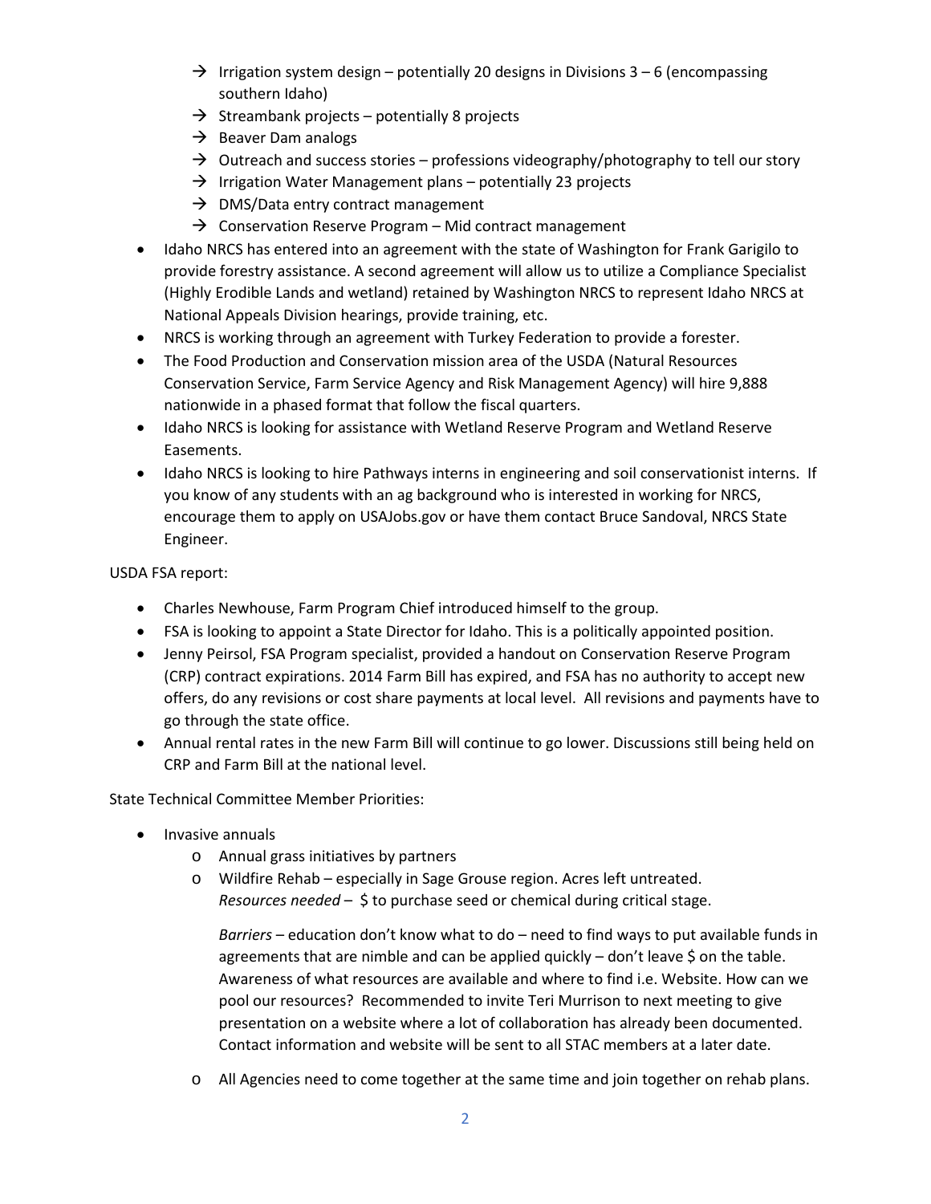- → Irrigation system design – potentially 20 designs in Divisions 3 – 6 (encompassing southern Idaho)
- → Streambank projects – potentially 8 projects
- → Beaver Dam analogs
- → Outreach and success stories – professions videography/photography to tell our story
- → Irrigation Water Management plans – potentially 23 projects
- → DMS/Data entry contract management
- → Conservation Reserve Program – Mid contract management

- Idaho NRCS has entered into an agreement with the state of Washington for Frank Garigilo to provide forestry assistance. A second agreement will allow us to utilize a Compliance Specialist (Highly Erodible Lands and wetland) retained by Washington NRCS to represent Idaho NRCS at National Appeals Division hearings, provide training, etc.
- NRCS is working through an agreement with Turkey Federation to provide a forester.
- The Food Production and Conservation mission area of the USDA (Natural Resources Conservation Service, Farm Service Agency and Risk Management Agency) will hire 9,888 nationwide in a phased format that follow the fiscal quarters.
- Idaho NRCS is looking for assistance with Wetland Reserve Program and Wetland Reserve Easements.
- Idaho NRCS is looking to hire Pathways interns in engineering and soil conservationist interns. If you know of any students with an ag background who is interested in working for NRCS, encourage them to apply on USAJobs.gov or have them contact Bruce Sandoval, NRCS State Engineer.

USDA FSA report:

- Charles Newhouse, Farm Program Chief introduced himself to the group.
- FSA is looking to appoint a State Director for Idaho. This is a politically appointed position.
- Jenny Peirsol, FSA Program specialist, provided a handout on Conservation Reserve Program (CRP) contract expirations. 2014 Farm Bill has expired, and FSA has no authority to accept new offers, do any revisions or cost share payments at local level. All revisions and payments have to go through the state office.
- Annual rental rates in the new Farm Bill will continue to go lower. Discussions still being held on CRP and Farm Bill at the national level.

State Technical Committee Member Priorities:

- Invasive annuals
  - Annual grass initiatives by partners
  - Wildfire Rehab – especially in Sage Grouse region. Acres left untreated.
    *Resources needed* – $ to purchase seed or chemical during critical stage.

    *Barriers* – education don't know what to do – need to find ways to put available funds in agreements that are nimble and can be applied quickly – don't leave $ on the table. Awareness of what resources are available and where to find i.e. Website. How can we pool our resources? Recommended to invite Teri Murrison to next meeting to give presentation on a website where a lot of collaboration has already been documented. Contact information and website will be sent to all STAC members at a later date.
  - All Agencies need to come together at the same time and join together on rehab plans.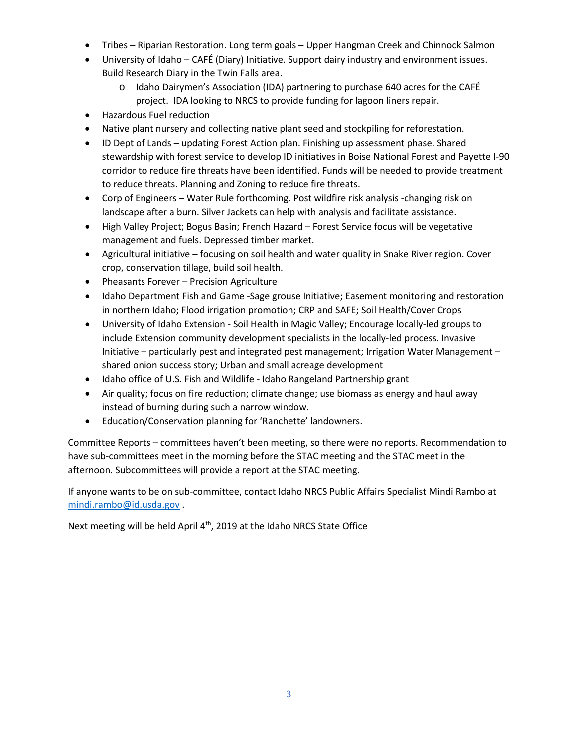- Tribes – Riparian Restoration. Long term goals – Upper Hangman Creek and Chinnock Salmon
- University of Idaho – CAFÉ (Diary) Initiative. Support dairy industry and environment issues. Build Research Diary in the Twin Falls area.
  - Idaho Dairymen's Association (IDA) partnering to purchase 640 acres for the CAFÉ project. IDA looking to NRCS to provide funding for lagoon liners repair.
- Hazardous Fuel reduction
- Native plant nursery and collecting native plant seed and stockpiling for reforestation.
- ID Dept of Lands – updating Forest Action plan. Finishing up assessment phase. Shared stewardship with forest service to develop ID initiatives in Boise National Forest and Payette I-90 corridor to reduce fire threats have been identified. Funds will be needed to provide treatment to reduce threats. Planning and Zoning to reduce fire threats.
- Corp of Engineers – Water Rule forthcoming. Post wildfire risk analysis -changing risk on landscape after a burn. Silver Jackets can help with analysis and facilitate assistance.
- High Valley Project; Bogus Basin; French Hazard – Forest Service focus will be vegetative management and fuels. Depressed timber market.
- Agricultural initiative – focusing on soil health and water quality in Snake River region. Cover crop, conservation tillage, build soil health.
- Pheasants Forever – Precision Agriculture
- Idaho Department Fish and Game -Sage grouse Initiative; Easement monitoring and restoration in northern Idaho; Flood irrigation promotion; CRP and SAFE; Soil Health/Cover Crops
- University of Idaho Extension - Soil Health in Magic Valley; Encourage locally-led groups to include Extension community development specialists in the locally-led process. Invasive Initiative – particularly pest and integrated pest management; Irrigation Water Management – shared onion success story; Urban and small acreage development
- Idaho office of U.S. Fish and Wildlife - Idaho Rangeland Partnership grant
- Air quality; focus on fire reduction; climate change; use biomass as energy and haul away instead of burning during such a narrow window.
- Education/Conservation planning for 'Ranchette' landowners.

Committee Reports – committees haven't been meeting, so there were no reports. Recommendation to have sub-committees meet in the morning before the STAC meeting and the STAC meet in the afternoon. Subcommittees will provide a report at the STAC meeting.

If anyone wants to be on sub-committee, contact Idaho NRCS Public Affairs Specialist Mindi Rambo at mindi.rambo@id.usda.gov .

Next meeting will be held April 4th, 2019 at the Idaho NRCS State Office